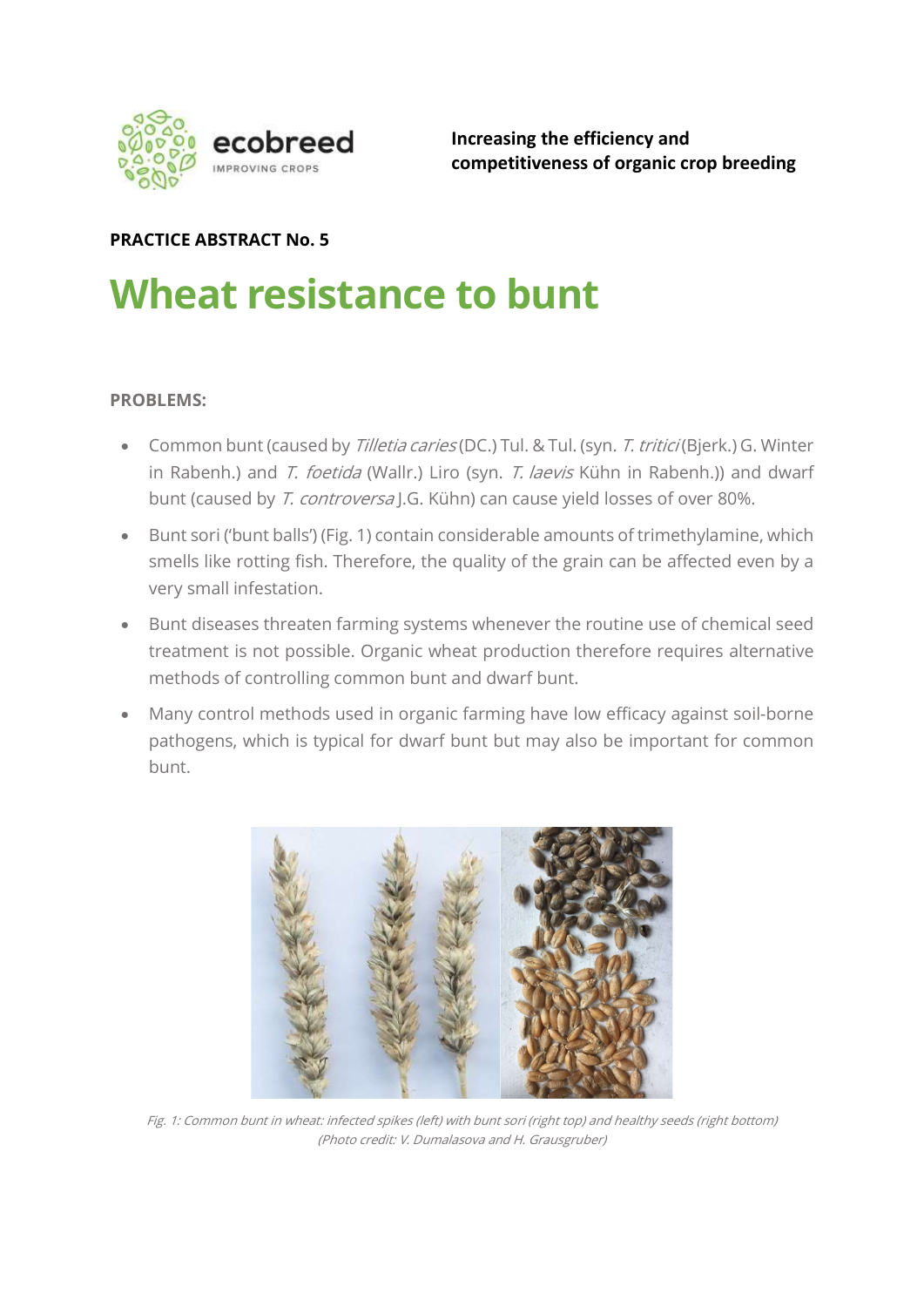**Increasing the efficiency and competitiveness of organic crop breeding**

**PRACTICE ABSTRACT No. 5**

# Wheat resistance to bunt

**PROBLEMS:**

- Common bunt (caused by *Tilletia caries* (DC.) Tul. & Tul. (syn. *T. tritici* (Bjerk.) G. Winter in Rabenh.) and *T. foetida* (Wallr.) Liro (syn. *T. laevis* Kühn in Rabenh.)) and dwarf bunt (caused by *T. controversa* J.G. Kühn) can cause yield losses of over 80%.
- Bunt sori ('bunt balls') (Fig. 1) contain considerable amounts of trimethylamine, which smells like rotting fish. Therefore, the quality of the grain can be affected even by a very small infestation.
- Bunt diseases threaten farming systems whenever the routine use of chemical seed treatment is not possible. Organic wheat production therefore requires alternative methods of controlling common bunt and dwarf bunt.
- Many control methods used in organic farming have low efficacy against soil-borne pathogens, which is typical for dwarf bunt but may also be important for common bunt.

*Fig. 1: Common bunt in wheat: infected spikes (left) with bunt sori (right top) and healthy seeds (right bottom) (Photo credit: V. Dumalasova and H. Grausgruber)*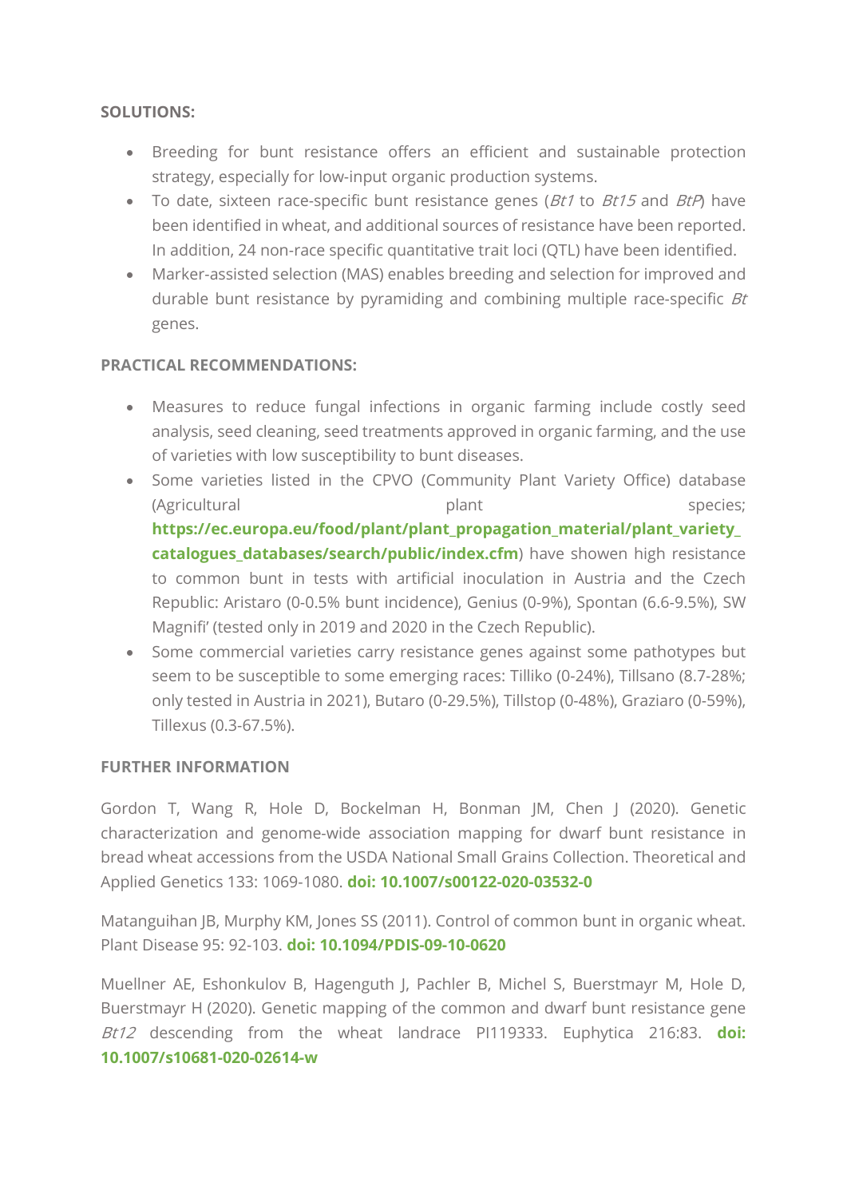**SOLUTIONS:**

- Breeding for bunt resistance offers an efficient and sustainable protection strategy, especially for low-input organic production systems.
- To date, sixteen race-specific bunt resistance genes (*Bt1* to *Bt15* and *BtP*) have been identified in wheat, and additional sources of resistance have been reported. In addition, 24 non-race specific quantitative trait loci (QTL) have been identified.
- Marker-assisted selection (MAS) enables breeding and selection for improved and durable bunt resistance by pyramiding and combining multiple race-specific *Bt* genes.

**PRACTICAL RECOMMENDATIONS:**

- Measures to reduce fungal infections in organic farming include costly seed analysis, seed cleaning, seed treatments approved in organic farming, and the use of varieties with low susceptibility to bunt diseases.
- Some varieties listed in the CPVO (Community Plant Variety Office) database (Agricultural plant species; **https://ec.europa.eu/food/plant/plant_propagation_material/plant_variety_catalogues_databases/search/public/index.cfm**) have showen high resistance to common bunt in tests with artificial inoculation in Austria and the Czech Republic: Aristaro (0-0.5% bunt incidence), Genius (0-9%), Spontan (6.6-9.5%), SW Magnifi' (tested only in 2019 and 2020 in the Czech Republic).
- Some commercial varieties carry resistance genes against some pathotypes but seem to be susceptible to some emerging races: Tilliko (0-24%), Tillsano (8.7-28%; only tested in Austria in 2021), Butaro (0-29.5%), Tillstop (0-48%), Graziaro (0-59%), Tillexus (0.3-67.5%).

**FURTHER INFORMATION**

Gordon T, Wang R, Hole D, Bockelman H, Bonman JM, Chen J (2020). Genetic characterization and genome-wide association mapping for dwarf bunt resistance in bread wheat accessions from the USDA National Small Grains Collection. Theoretical and Applied Genetics 133: 1069-1080. **doi: 10.1007/s00122-020-03532-0**

Matanguihan JB, Murphy KM, Jones SS (2011). Control of common bunt in organic wheat. Plant Disease 95: 92-103. **doi: 10.1094/PDIS-09-10-0620**

Muellner AE, Eshonkulov B, Hagenguth J, Pachler B, Michel S, Buerstmayr M, Hole D, Buerstmayr H (2020). Genetic mapping of the common and dwarf bunt resistance gene *Bt12* descending from the wheat landrace PI119333. Euphytica 216:83. **doi: 10.1007/s10681-020-02614-w**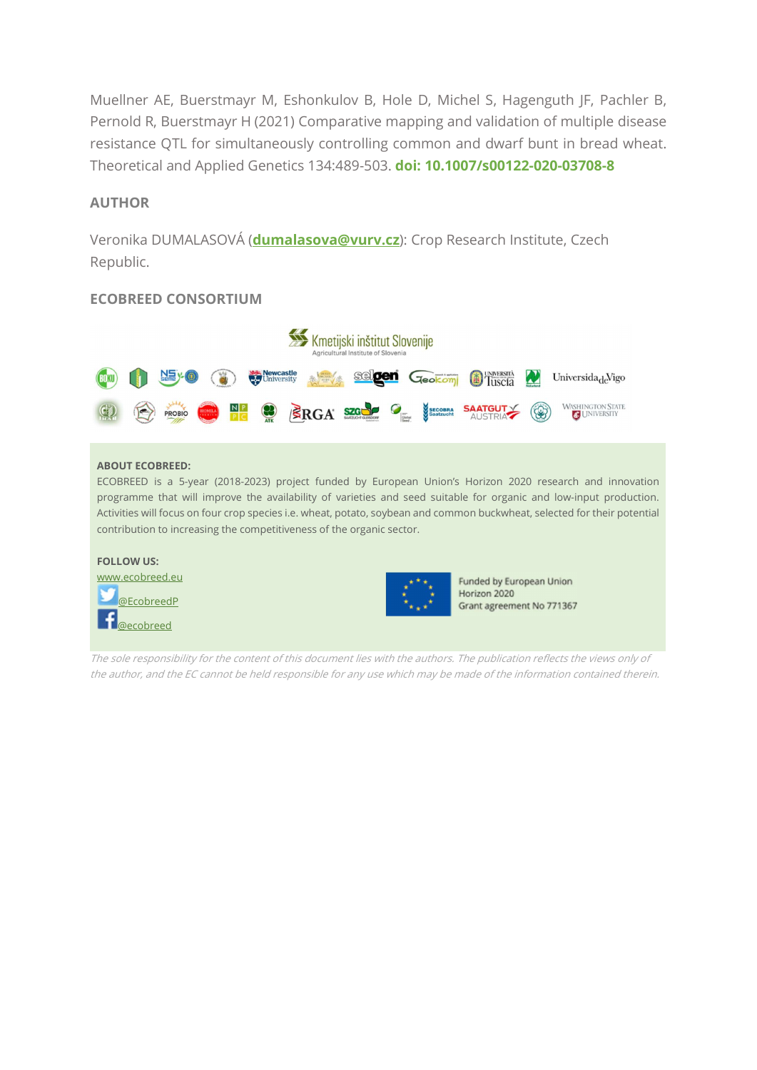Muellner AE, Buerstmayr M, Eshonkulov B, Hole D, Michel S, Hagenguth JF, Pachler B, Pernold R, Buerstmayr H (2021) Comparative mapping and validation of multiple disease resistance QTL for simultaneously controlling common and dwarf bunt in bread wheat. Theoretical and Applied Genetics 134:489-503. **doi: 10.1007/s00122-020-03708-8**

## AUTHOR

Veronika DUMALASOVÁ (**dumalasova@vurv.cz**): Crop Research Institute, Czech Republic.

## ECOBREED CONSORTIUM

**ABOUT ECOBREED:**

ECOBREED is a 5-year (2018-2023) project funded by European Union's Horizon 2020 research and innovation programme that will improve the availability of varieties and seed suitable for organic and low-input production. Activities will focus on four crop species i.e. wheat, potato, soybean and common buckwheat, selected for their potential contribution to increasing the competitiveness of the organic sector.

**FOLLOW US:**

www.ecobreed.eu

@EcobreedP

@ecobreed

Funded by European Union
Horizon 2020
Grant agreement No 771367

*The sole responsibility for the content of this document lies with the authors. The publication reflects the views only of the author, and the EC cannot be held responsible for any use which may be made of the information contained therein.*